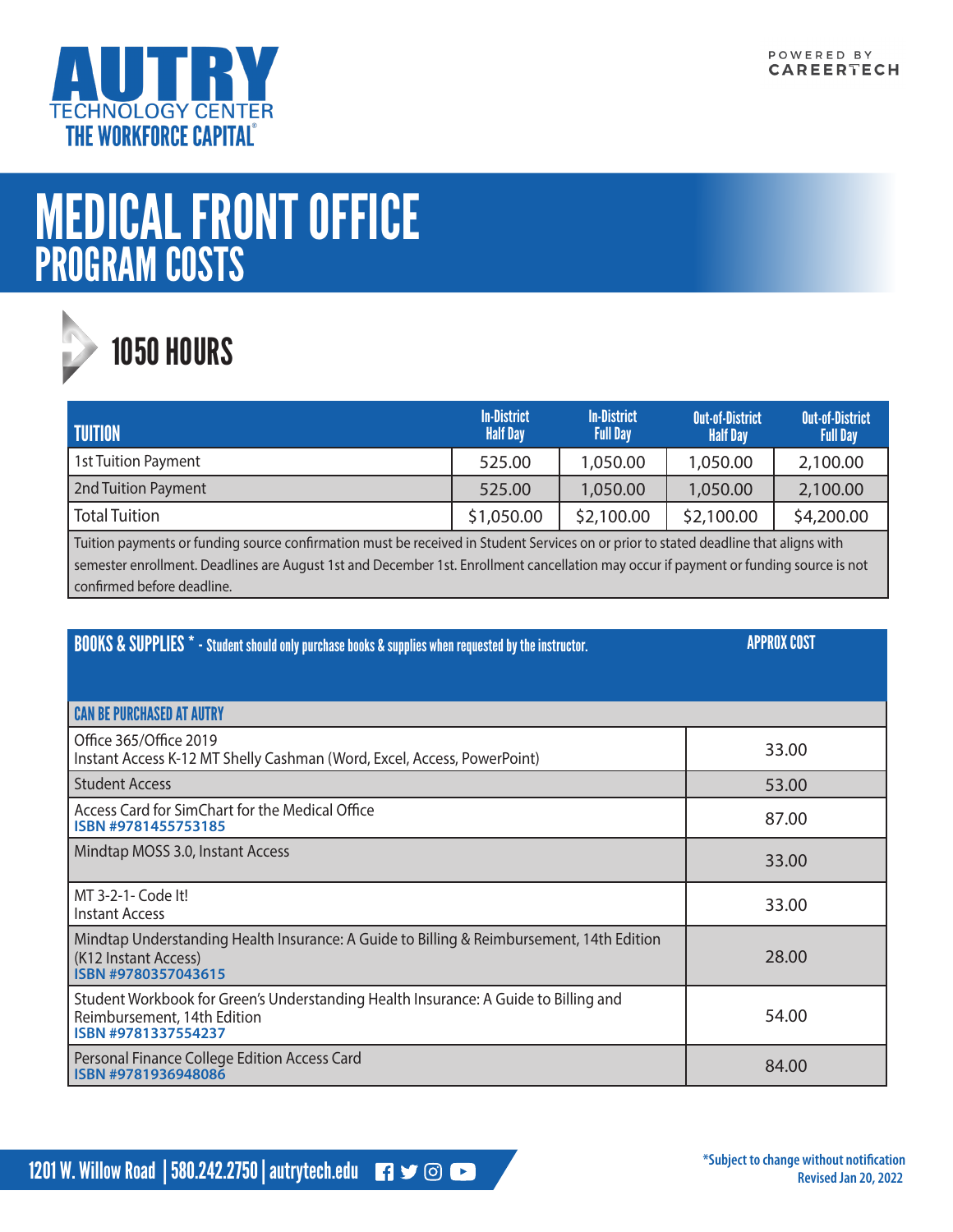AUTRY
TECHNOLOGY CENTER
THE WORKFORCE CAPITAL®

POWERED BY CAREERTECH

# MEDICAL FRONT OFFICE
## PROGRAM COSTS

### 1050 HOURS

| TUITION | In-District Half Day | In-District Full Day | Out-of-District Half Day | Out-of-District Full Day |
|---|---|---|---|---|
| 1st Tuition Payment | 525.00 | 1,050.00 | 1,050.00 | 2,100.00 |
| 2nd Tuition Payment | 525.00 | 1,050.00 | 1,050.00 | 2,100.00 |
| Total Tuition | $1,050.00 | $2,100.00 | $2,100.00 | $4,200.00 |

Tuition payments or funding source confirmation must be received in Student Services on or prior to stated deadline that aligns with semester enrollment. Deadlines are August 1st and December 1st. Enrollment cancellation may occur if payment or funding source is not confirmed before deadline.

| BOOKS & SUPPLIES * - Student should only purchase books & supplies when requested by the instructor. | APPROX COST |
|---|---|
| **CAN BE PURCHASED AT AUTRY** | |
| Office 365/Office 2019<br>Instant Access K-12 MT Shelly Cashman (Word, Excel, Access, PowerPoint) | 33.00 |
| Student Access | 53.00 |
| Access Card for SimChart for the Medical Office<br>ISBN #9781455753185 | 87.00 |
| Mindtap MOSS 3.0, Instant Access | 33.00 |
| MT 3-2-1- Code It!<br>Instant Access | 33.00 |
| Mindtap Understanding Health Insurance: A Guide to Billing & Reimbursement, 14th Edition (K12 Instant Access)<br>ISBN #9780357043615 | 28.00 |
| Student Workbook for Green's Understanding Health Insurance: A Guide to Billing and Reimbursement, 14th Edition<br>ISBN #9781337554237 | 54.00 |
| Personal Finance College Edition Access Card<br>ISBN #9781936948086 | 84.00 |

1201 W. Willow Road | 580.242.2750 | autrytech.edu

*Subject to change without notification
Revised Jan 20, 2022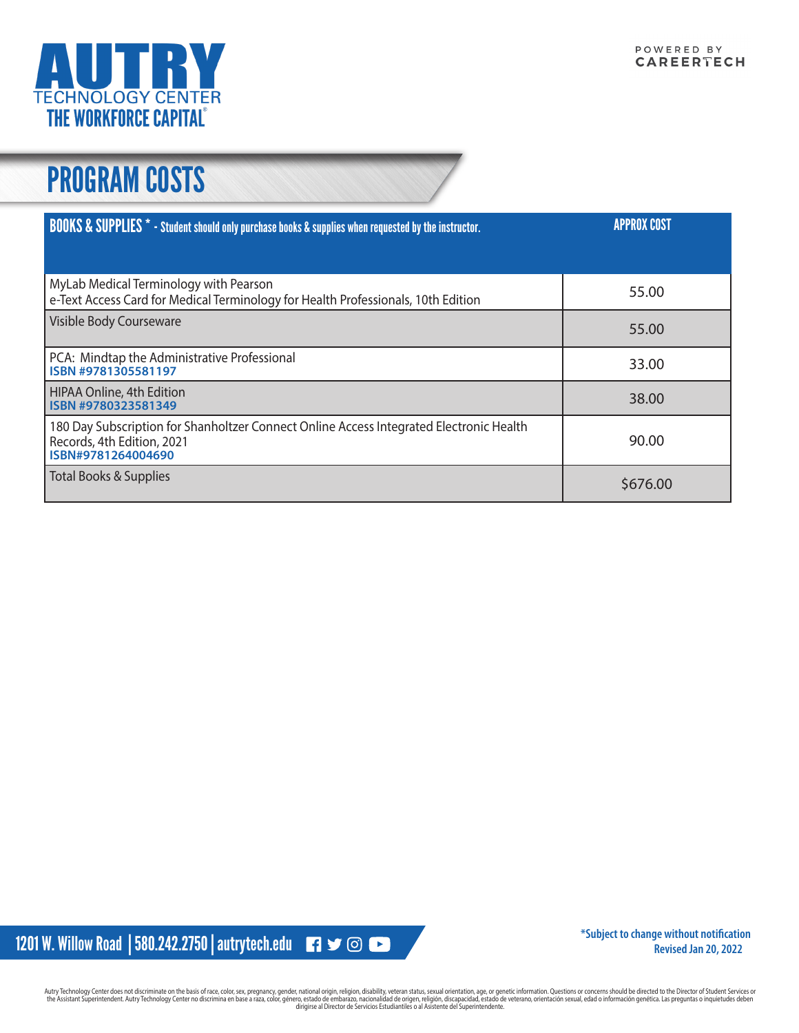# PROGRAM COSTS

| BOOKS & SUPPLIES * - Student should only purchase books & supplies when requested by the instructor. | APPROX COST |
|---|---|
| MyLab Medical Terminology with Pearson<br>e-Text Access Card for Medical Terminology for Health Professionals, 10th Edition | 55.00 |
| Visible Body Courseware | 55.00 |
| PCA: Mindtap the Administrative Professional<br>**ISBN #9781305581197** | 33.00 |
| HIPAA Online, 4th Edition<br>**ISBN #9780323581349** | 38.00 |
| 180 Day Subscription for Shanholtzer Connect Online Access Integrated Electronic Health Records, 4th Edition, 2021<br>**ISBN#9781264004690** | 90.00 |
| Total Books & Supplies | $676.00 |

1201 W. Willow Road | 580.242.2750 | autrytech.edu

**\*Subject to change without notification**
**Revised Jan 20, 2022**

Autry Technology Center does not discriminate on the basis of race, color, sex, pregnancy, gender, national origin, religion, disability, veteran status, sexual orientation, age, or genetic information. Questions or concerns should be directed to the Director of Student Services or the Assistant Superintendent. Autry Technology Center no discrimina en base a raza, color, género, estado de embarazo, nacionalidad de origen, religión, discapacidad, estado de veterano, orientación sexual, edad o información genética. Las preguntas o inquietudes deben dirigirse al Director de Servicios Estudiantiles o al Asistente del Superintendente.